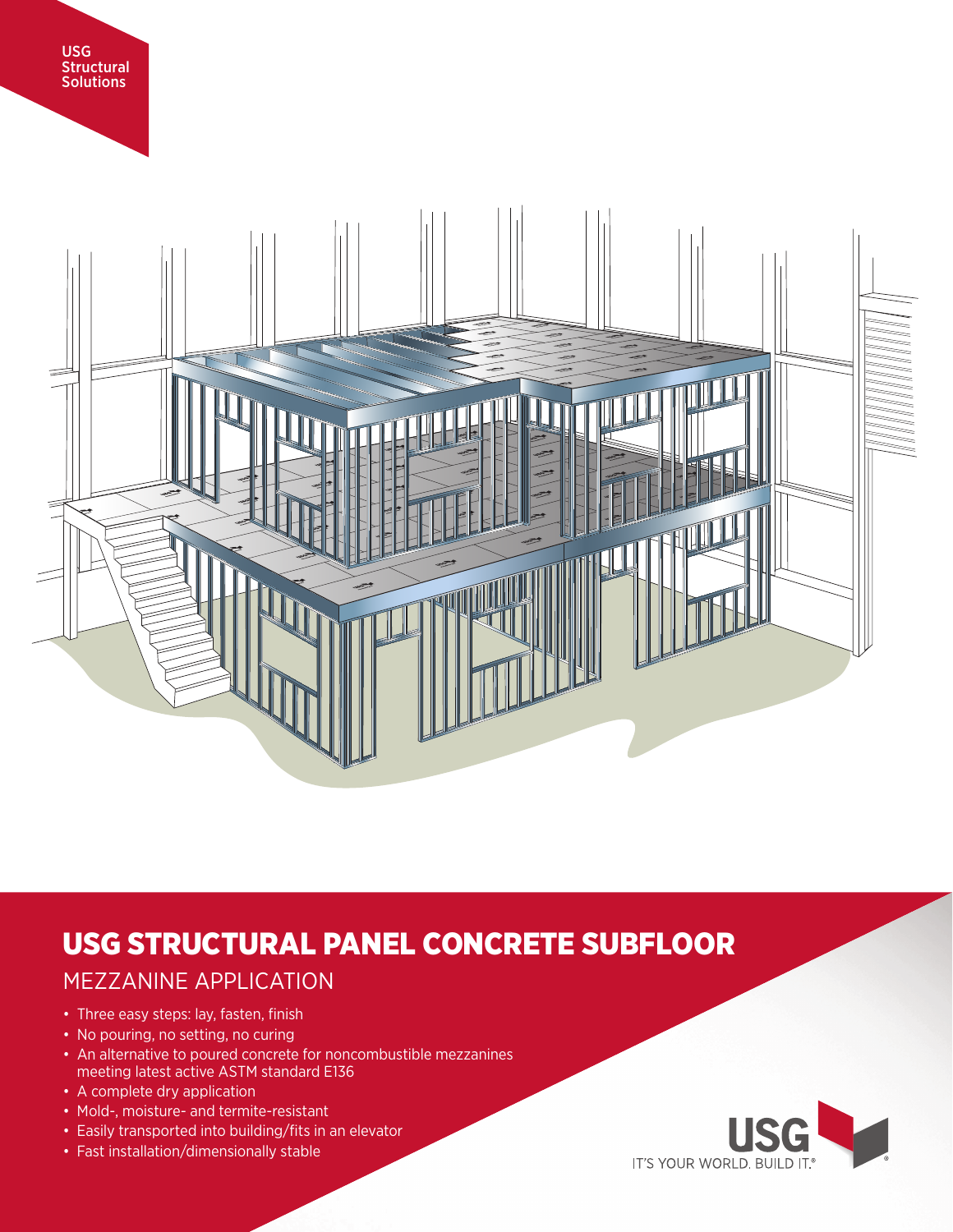USG Structural Solutions

# USG STRUCTURAL PANEL CONCRETE SUBFLOOR

## MEZZANINE APPLICATION

- Three easy steps: lay, fasten, finish
- No pouring, no setting, no curing
- An alternative to poured concrete for noncombustible mezzanines meeting latest active ASTM standard E136
- A complete dry application
- Mold-, moisture- and termite-resistant
- Easily transported into building/fits in an elevator
- Fast installation/dimensionally stable

USG IT'S YOUR WORLD. BUILD IT.®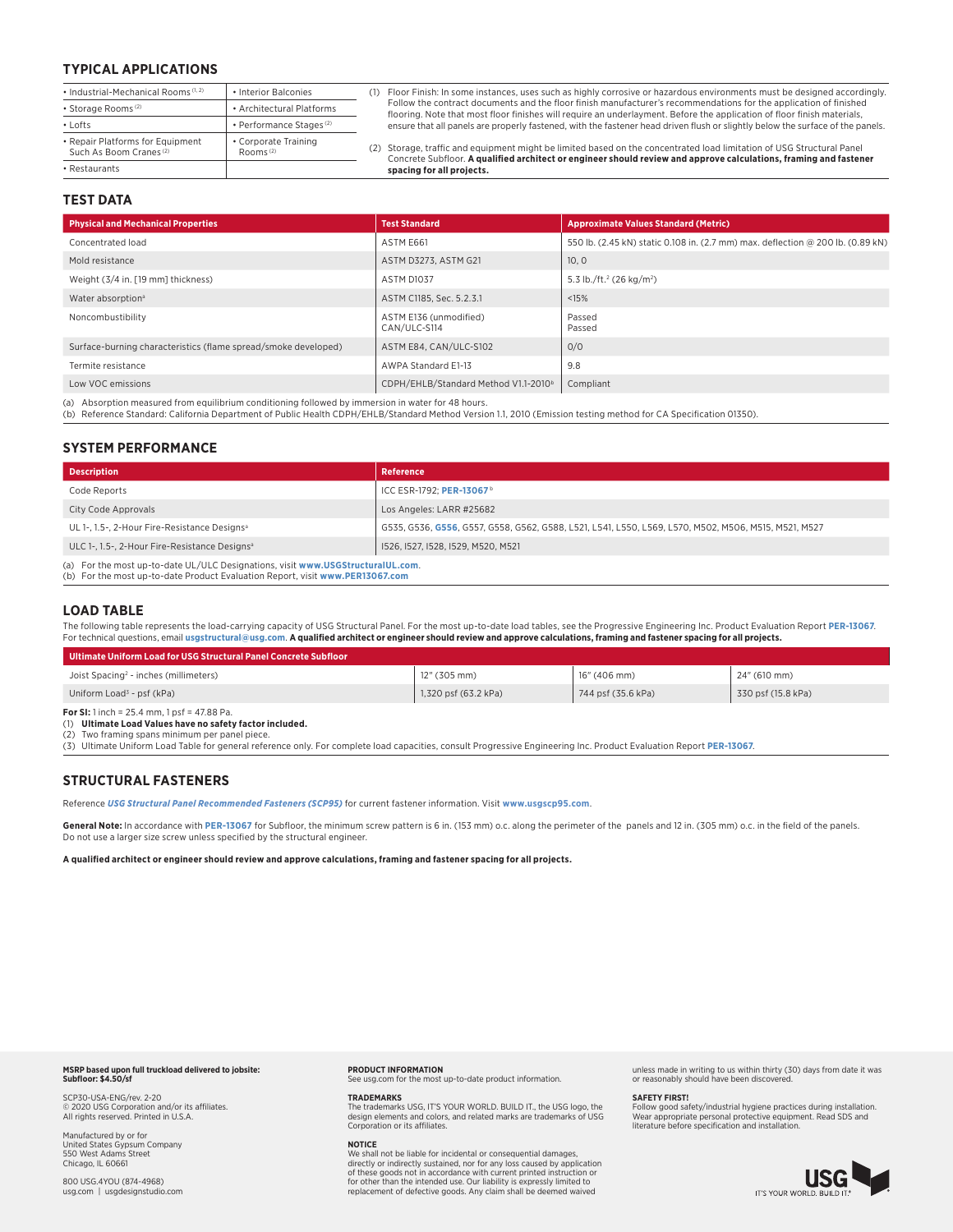## TYPICAL APPLICATIONS

| | |
|---|---|
| • Industrial-Mechanical Rooms [1, 2] | • Interior Balconies |
| • Storage Rooms [2] | • Architectural Platforms |
| • Lofts | • Performance Stages [2] |
| • Repair Platforms for Equipment Such As Boom Cranes [2] | • Corporate Training Rooms [2] |
| • Restaurants | |

(1) Floor Finish: In some instances, uses such as highly corrosive or hazardous environments must be designed accordingly. Follow the contract documents and the floor finish manufacturer's recommendations for the application of finished flooring. Note that most floor finishes will require an underlayment. Before the application of floor finish materials, ensure that all panels are properly fastened, with the fastener head driven flush or slightly below the surface of the panels.

(2) Storage, traffic and equipment might be limited based on the concentrated load limitation of USG Structural Panel Concrete Subfloor. **A qualified architect or engineer should review and approve calculations, framing and fastener spacing for all projects.**

## TEST DATA

| Physical and Mechanical Properties | Test Standard | Approximate Values Standard (Metric) |
|---|---|---|
| Concentrated load | ASTM E661 | 550 lb. (2.45 kN) static 0.108 in. (2.7 mm) max. deflection @ 200 lb. (0.89 kN) |
| Mold resistance | ASTM D3273, ASTM G21 | 10, 0 |
| Weight (3/4 in. [19 mm] thickness) | ASTM D1037 | 5.3 lb./ft.$^2$ (26 kg/m$^2$) |
| Water absorption[a] | ASTM C1185, Sec. 5.2.3.1 | <15% |
| Noncombustibility | ASTM E136 (unmodified) CAN/ULC-S114 | Passed Passed |
| Surface-burning characteristics (flame spread/smoke developed) | ASTM E84, CAN/ULC-S102 | 0/0 |
| Termite resistance | AWPA Standard E1-13 | 9.8 |
| Low VOC emissions | CDPH/EHLB/Standard Method V1.1-2010[b] | Compliant |

(a) Absorption measured from equilibrium conditioning followed by immersion in water for 48 hours.
(b) Reference Standard: California Department of Public Health CDPH/EHLB/Standard Method Version 1.1, 2010 (Emission testing method for CA Specification 01350).

## SYSTEM PERFORMANCE

| Description | Reference |
|---|---|
| Code Reports | ICC ESR-1792; **PER-13067**[b] |
| City Code Approvals | Los Angeles: LARR #25682 |
| UL 1-, 1.5-, 2-Hour Fire-Resistance Designs[a] | G535, G536, **G556**, G557, G558, G562, G588, L521, L541, L550, L569, L570, M502, M506, M515, M521, M527 |
| ULC 1-, 1.5-, 2-Hour Fire-Resistance Designs[a] | I526, I527, I528, I529, M520, M521 |

(a) For the most up-to-date UL/ULC Designations, visit **www.USGStructuralUL.com**.
(b) For the most up-to-date Product Evaluation Report, visit **www.PER13067.com**

## LOAD TABLE

The following table represents the load-carrying capacity of USG Structural Panel. For the most up-to-date load tables, see the Progressive Engineering Inc. Product Evaluation Report **PER-13067**. For technical questions, email **usgstructural@usg.com**. **A qualified architect or engineer should review and approve calculations, framing and fastener spacing for all projects.**

| Ultimate Uniform Load for USG Structural Panel Concrete Subfloor | | | |
|---|---|---|---|
| Joist Spacing[2] - inches (millimeters) | 12" (305 mm) | 16" (406 mm) | 24" (610 mm) |
| Uniform Load[3] - psf (kPa) | 1,320 psf (63.2 kPa) | 744 psf (35.6 kPa) | 330 psf (15.8 kPa) |

**For SI:** 1 inch = 25.4 mm, 1 psf = 47.88 Pa.
(1) **Ultimate Load Values have no safety factor included.**
(2) Two framing spans minimum per panel piece.
(3) Ultimate Uniform Load Table for general reference only. For complete load capacities, consult Progressive Engineering Inc. Product Evaluation Report **PER-13067**.

## STRUCTURAL FASTENERS

Reference ***USG Structural Panel Recommended Fasteners (SCP95)*** for current fastener information. Visit **www.usgscp95.com**.

**General Note:** In accordance with **PER-13067** for Subfloor, the minimum screw pattern is 6 in. (153 mm) o.c. along the perimeter of the panels and 12 in. (305 mm) o.c. in the field of the panels. Do not use a larger size screw unless specified by the structural engineer.

**A qualified architect or engineer should review and approve calculations, framing and fastener spacing for all projects.**

**MSRP based upon full truckload delivered to jobsite:**
**Subfloor: $4.50/sf**

SCP30-USA-ENG/rev. 2-20
© 2020 USG Corporation and/or its affiliates.
All rights reserved. Printed in U.S.A.

Manufactured by or for
United States Gypsum Company
550 West Adams Street
Chicago, IL 60661

800 USG.4YOU (874-4968)
usg.com | usgdesignstudio.com

**PRODUCT INFORMATION**
See usg.com for the most up-to-date product information.

**TRADEMARKS**
The trademarks USG, IT'S YOUR WORLD. BUILD IT., the USG logo, the design elements and colors, and related marks are trademarks of USG Corporation or its affiliates.

**NOTICE**
We shall not be liable for incidental or consequential damages, directly or indirectly sustained, nor for any loss caused by application of these goods not in accordance with current printed instruction or for other than the intended use. Our liability is expressly limited to replacement of defective goods. Any claim shall be deemed waived unless made in writing to us within thirty (30) days from date it was or reasonably should have been discovered.

**SAFETY FIRST!**
Follow good safety/industrial hygiene practices during installation. Wear appropriate personal protective equipment. Read SDS and literature before specification and installation.

USG IT'S YOUR WORLD. BUILD IT.®